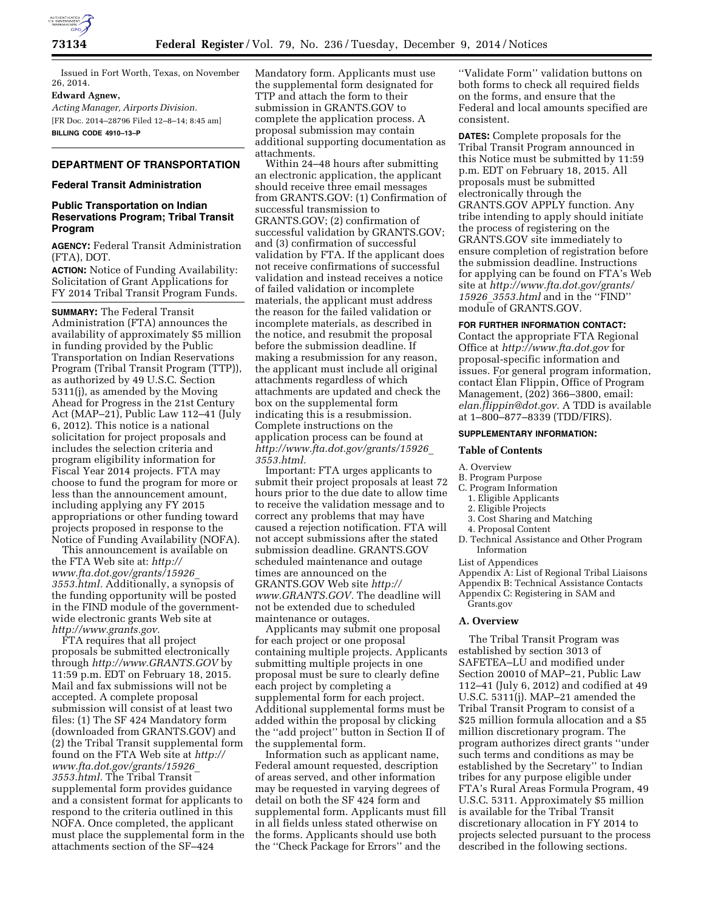Issued in Fort Worth, Texas, on November 26, 2014.

**Edward Agnew,**

*Acting Manager, Airports Division.*

[FR Doc. 2014–28796 Filed 12–8–14; 8:45 am]

**BILLING CODE 4910–13–P**

## DEPARTMENT OF TRANSPORTATION

### Federal Transit Administration

### Public Transportation on Indian Reservations Program; Tribal Transit Program

**AGENCY:** Federal Transit Administration (FTA), DOT.

**ACTION:** Notice of Funding Availability: Solicitation of Grant Applications for FY 2014 Tribal Transit Program Funds.

**SUMMARY:** The Federal Transit Administration (FTA) announces the availability of approximately $5 million in funding provided by the Public Transportation on Indian Reservations Program (Tribal Transit Program (TTP)), as authorized by 49 U.S.C. Section 5311(j), as amended by the Moving Ahead for Progress in the 21st Century Act (MAP–21), Public Law 112–41 (July 6, 2012). This notice is a national solicitation for project proposals and includes the selection criteria and program eligibility information for Fiscal Year 2014 projects. FTA may choose to fund the program for more or less than the announcement amount, including applying any FY 2015 appropriations or other funding toward projects proposed in response to the Notice of Funding Availability (NOFA).

This announcement is available on the FTA Web site at: *http://www.fta.dot.gov/grants/15926_3553.html.* Additionally, a synopsis of the funding opportunity will be posted in the FIND module of the government-wide electronic grants Web site at *http://www.grants.gov.*

FTA requires that all project proposals be submitted electronically through *http://www.GRANTS.GOV* by 11:59 p.m. EDT on February 18, 2015. Mail and fax submissions will not be accepted. A complete proposal submission will consist of at least two files: (1) The SF 424 Mandatory form (downloaded from GRANTS.GOV) and (2) the Tribal Transit supplemental form found on the FTA Web site at *http://www.fta.dot.gov/grants/15926_3553.html.* The Tribal Transit supplemental form provides guidance and a consistent format for applicants to respond to the criteria outlined in this NOFA. Once completed, the applicant must place the supplemental form in the attachments section of the SF–424 Mandatory form. Applicants must use the supplemental form designated for TTP and attach the form to their submission in GRANTS.GOV to complete the application process. A proposal submission may contain additional supporting documentation as attachments.

Within 24–48 hours after submitting an electronic application, the applicant should receive three email messages from GRANTS.GOV: (1) Confirmation of successful transmission to GRANTS.GOV; (2) confirmation of successful validation by GRANTS.GOV; and (3) confirmation of successful validation by FTA. If the applicant does not receive confirmations of successful validation and instead receives a notice of failed validation or incomplete materials, the applicant must address the reason for the failed validation or incomplete materials, as described in the notice, and resubmit the proposal before the submission deadline. If making a resubmission for any reason, the applicant must include all original attachments regardless of which attachments are updated and check the box on the supplemental form indicating this is a resubmission. Complete instructions on the application process can be found at *http://www.fta.dot.gov/grants/15926_3553.html.*

Important: FTA urges applicants to submit their project proposals at least 72 hours prior to the due date to allow time to receive the validation message and to correct any problems that may have caused a rejection notification. FTA will not accept submissions after the stated submission deadline. GRANTS.GOV scheduled maintenance and outage times are announced on the GRANTS.GOV Web site *http://www.GRANTS.GOV.* The deadline will not be extended due to scheduled maintenance or outages.

Applicants may submit one proposal for each project or one proposal containing multiple projects. Applicants submitting multiple projects in one proposal must be sure to clearly define each project by completing a supplemental form for each project. Additional supplemental forms must be added within the proposal by clicking the ''add project'' button in Section II of the supplemental form.

Information such as applicant name, Federal amount requested, description of areas served, and other information may be requested in varying degrees of detail on both the SF 424 form and supplemental form. Applicants must fill in all fields unless stated otherwise on the forms. Applicants should use both the ''Check Package for Errors'' and the ''Validate Form'' validation buttons on both forms to check all required fields on the forms, and ensure that the Federal and local amounts specified are consistent.

**DATES:** Complete proposals for the Tribal Transit Program announced in this Notice must be submitted by 11:59 p.m. EDT on February 18, 2015. All proposals must be submitted electronically through the GRANTS.GOV APPLY function. Any tribe intending to apply should initiate the process of registering on the GRANTS.GOV site immediately to ensure completion of registration before the submission deadline. Instructions for applying can be found on FTA's Web site at *http://www.fta.dot.gov/grants/15926_3553.html* and in the ''FIND'' module of GRANTS.GOV.

**FOR FURTHER INFORMATION CONTACT:** Contact the appropriate FTA Regional Office at *http://www.fta.dot.gov* for proposal-specific information and issues. For general program information, contact Élan Flippin, Office of Program Management, (202) 366–3800, email: *elan.flippin@dot.gov.* A TDD is available at 1–800–877–8339 (TDD/FIRS).

**SUPPLEMENTARY INFORMATION:**

### Table of Contents

A. Overview
B. Program Purpose
C. Program Information
  1. Eligible Applicants
  2. Eligible Projects
  3. Cost Sharing and Matching
  4. Proposal Content
D. Technical Assistance and Other Program Information

List of Appendices
Appendix A: List of Regional Tribal Liaisons
Appendix B: Technical Assistance Contacts
Appendix C: Registering in SAM and Grants.gov

### A. Overview

The Tribal Transit Program was established by section 3013 of SAFETEA–LU and modified under Section 20010 of MAP–21, Public Law 112–41 (July 6, 2012) and codified at 49 U.S.C. 5311(j). MAP–21 amended the Tribal Transit Program to consist of a $25 million formula allocation and a $5 million discretionary program. The program authorizes direct grants ''under such terms and conditions as may be established by the Secretary'' to Indian tribes for any purpose eligible under FTA's Rural Areas Formula Program, 49 U.S.C. 5311. Approximately $5 million is available for the Tribal Transit discretionary allocation in FY 2014 to projects selected pursuant to the process described in the following sections.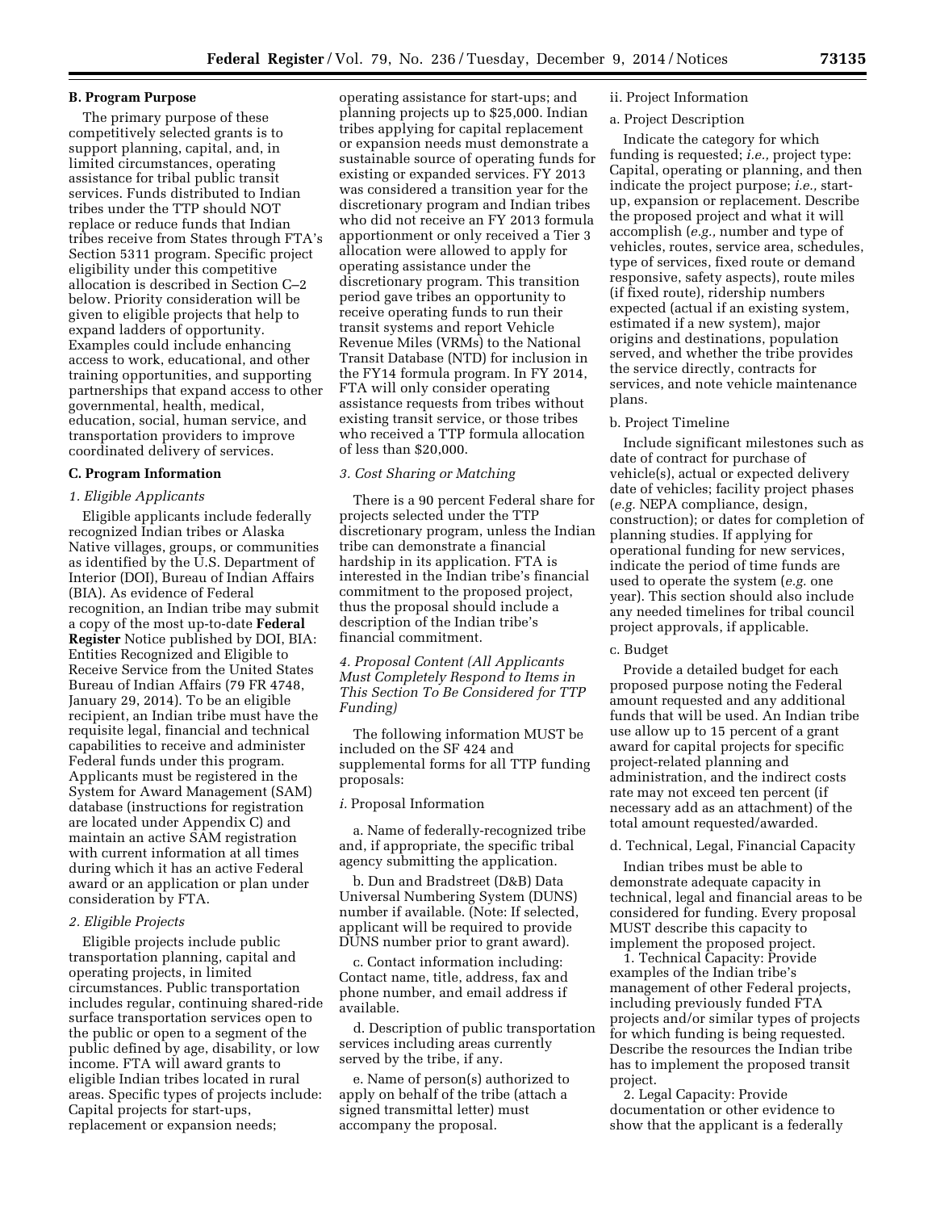### B. Program Purpose

The primary purpose of these competitively selected grants is to support planning, capital, and, in limited circumstances, operating assistance for tribal public transit services. Funds distributed to Indian tribes under the TTP should NOT replace or reduce funds that Indian tribes receive from States through FTA's Section 5311 program. Specific project eligibility under this competitive allocation is described in Section C–2 below. Priority consideration will be given to eligible projects that help to expand ladders of opportunity. Examples could include enhancing access to work, educational, and other training opportunities, and supporting partnerships that expand access to other governmental, health, medical, education, social, human service, and transportation providers to improve coordinated delivery of services.

### C. Program Information

*1. Eligible Applicants*

Eligible applicants include federally recognized Indian tribes or Alaska Native villages, groups, or communities as identified by the U.S. Department of Interior (DOI), Bureau of Indian Affairs (BIA). As evidence of Federal recognition, an Indian tribe may submit a copy of the most up-to-date **Federal Register** Notice published by DOI, BIA: Entities Recognized and Eligible to Receive Service from the United States Bureau of Indian Affairs (79 FR 4748, January 29, 2014). To be an eligible recipient, an Indian tribe must have the requisite legal, financial and technical capabilities to receive and administer Federal funds under this program. Applicants must be registered in the System for Award Management (SAM) database (instructions for registration are located under Appendix C) and maintain an active SAM registration with current information at all times during which it has an active Federal award or an application or plan under consideration by FTA.

*2. Eligible Projects*

Eligible projects include public transportation planning, capital and operating projects, in limited circumstances. Public transportation includes regular, continuing shared-ride surface transportation services open to the public or open to a segment of the public defined by age, disability, or low income. FTA will award grants to eligible Indian tribes located in rural areas. Specific types of projects include: Capital projects for start-ups, replacement or expansion needs; operating assistance for start-ups; and planning projects up to $25,000. Indian tribes applying for capital replacement or expansion needs must demonstrate a sustainable source of operating funds for existing or expanded services. FY 2013 was considered a transition year for the discretionary program and Indian tribes who did not receive an FY 2013 formula apportionment or only received a Tier 3 allocation were allowed to apply for operating assistance under the discretionary program. This transition period gave tribes an opportunity to receive operating funds to run their transit systems and report Vehicle Revenue Miles (VRMs) to the National Transit Database (NTD) for inclusion in the FY14 formula program. In FY 2014, FTA will only consider operating assistance requests from tribes without existing transit service, or those tribes who received a TTP formula allocation of less than $20,000.

*3. Cost Sharing or Matching*

There is a 90 percent Federal share for projects selected under the TTP discretionary program, unless the Indian tribe can demonstrate a financial hardship in its application. FTA is interested in the Indian tribe's financial commitment to the proposed project, thus the proposal should include a description of the Indian tribe's financial commitment.

*4. Proposal Content (All Applicants Must Completely Respond to Items in This Section To Be Considered for TTP Funding)*

The following information MUST be included on the SF 424 and supplemental forms for all TTP funding proposals:

*i.* Proposal Information

a. Name of federally-recognized tribe and, if appropriate, the specific tribal agency submitting the application.

b. Dun and Bradstreet (D&B) Data Universal Numbering System (DUNS) number if available. (Note: If selected, applicant will be required to provide DUNS number prior to grant award).

c. Contact information including: Contact name, title, address, fax and phone number, and email address if available.

d. Description of public transportation services including areas currently served by the tribe, if any.

e. Name of person(s) authorized to apply on behalf of the tribe (attach a signed transmittal letter) must accompany the proposal.

ii. Project Information

a. Project Description

Indicate the category for which funding is requested; *i.e.,* project type: Capital, operating or planning, and then indicate the project purpose; *i.e.,* start-up, expansion or replacement. Describe the proposed project and what it will accomplish (*e.g.,* number and type of vehicles, routes, service area, schedules, type of services, fixed route or demand responsive, safety aspects), route miles (if fixed route), ridership numbers expected (actual if an existing system, estimated if a new system), major origins and destinations, population served, and whether the tribe provides the service directly, contracts for services, and note vehicle maintenance plans.

b. Project Timeline

Include significant milestones such as date of contract for purchase of vehicle(s), actual or expected delivery date of vehicles; facility project phases (*e.g.* NEPA compliance, design, construction); or dates for completion of planning studies. If applying for operational funding for new services, indicate the period of time funds are used to operate the system (*e.g.* one year). This section should also include any needed timelines for tribal council project approvals, if applicable.

c. Budget

Provide a detailed budget for each proposed purpose noting the Federal amount requested and any additional funds that will be used. An Indian tribe use allow up to 15 percent of a grant award for capital projects for specific project-related planning and administration, and the indirect costs rate may not exceed ten percent (if necessary add as an attachment) of the total amount requested/awarded.

d. Technical, Legal, Financial Capacity

Indian tribes must be able to demonstrate adequate capacity in technical, legal and financial areas to be considered for funding. Every proposal MUST describe this capacity to implement the proposed project.

1. Technical Capacity: Provide examples of the Indian tribe's management of other Federal projects, including previously funded FTA projects and/or similar types of projects for which funding is being requested. Describe the resources the Indian tribe has to implement the proposed transit project.

2. Legal Capacity: Provide documentation or other evidence to show that the applicant is a federally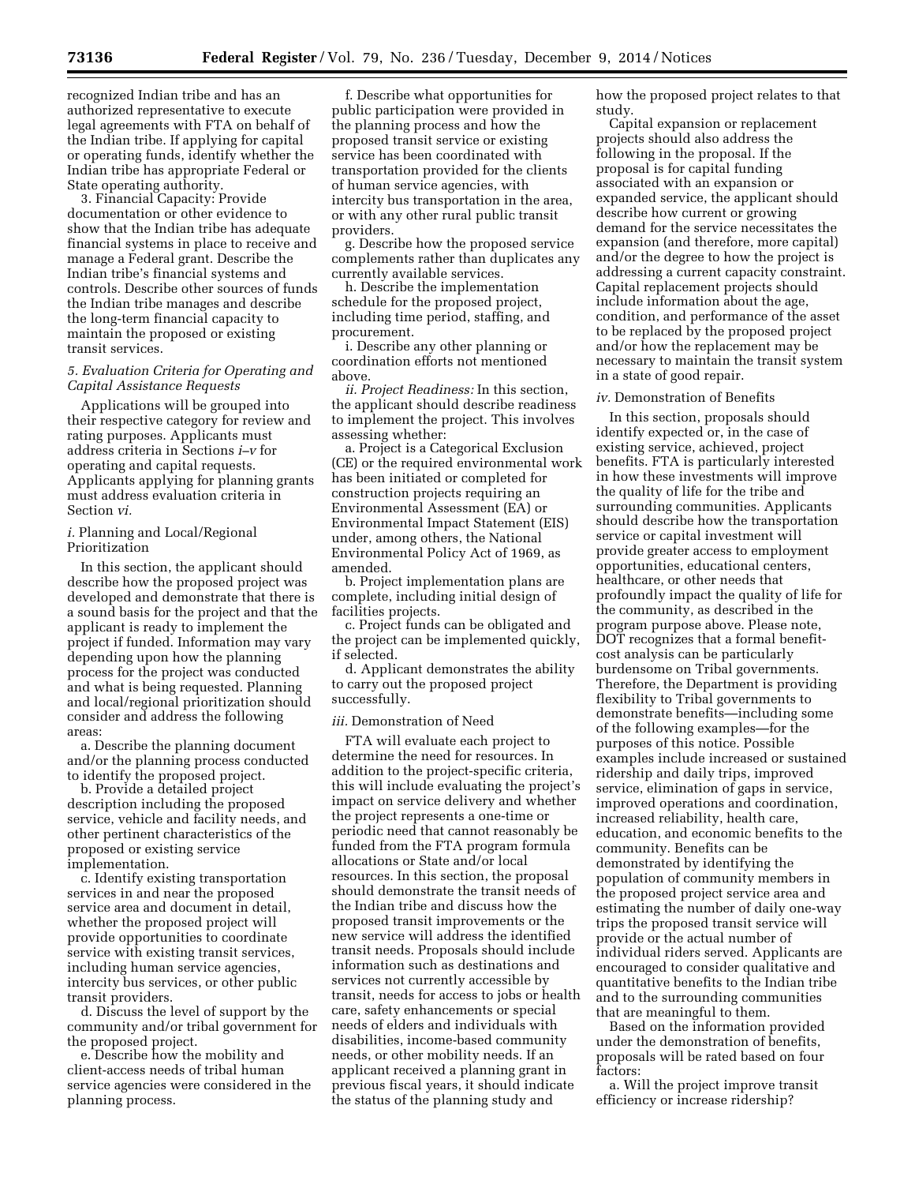recognized Indian tribe and has an authorized representative to execute legal agreements with FTA on behalf of the Indian tribe. If applying for capital or operating funds, identify whether the Indian tribe has appropriate Federal or State operating authority.

3. Financial Capacity: Provide documentation or other evidence to show that the Indian tribe has adequate financial systems in place to receive and manage a Federal grant. Describe the Indian tribe's financial systems and controls. Describe other sources of funds the Indian tribe manages and describe the long-term financial capacity to maintain the proposed or existing transit services.

*5. Evaluation Criteria for Operating and Capital Assistance Requests*

Applications will be grouped into their respective category for review and rating purposes. Applicants must address criteria in Sections *i–v* for operating and capital requests. Applicants applying for planning grants must address evaluation criteria in Section *vi.*

*i.* Planning and Local/Regional Prioritization

In this section, the applicant should describe how the proposed project was developed and demonstrate that there is a sound basis for the project and that the applicant is ready to implement the project if funded. Information may vary depending upon how the planning process for the project was conducted and what is being requested. Planning and local/regional prioritization should consider and address the following areas:

a. Describe the planning document and/or the planning process conducted to identify the proposed project.

b. Provide a detailed project description including the proposed service, vehicle and facility needs, and other pertinent characteristics of the proposed or existing service implementation.

c. Identify existing transportation services in and near the proposed service area and document in detail, whether the proposed project will provide opportunities to coordinate service with existing transit services, including human service agencies, intercity bus services, or other public transit providers.

d. Discuss the level of support by the community and/or tribal government for the proposed project.

e. Describe how the mobility and client-access needs of tribal human service agencies were considered in the planning process.

f. Describe what opportunities for public participation were provided in the planning process and how the proposed transit service or existing service has been coordinated with transportation provided for the clients of human service agencies, with intercity bus transportation in the area, or with any other rural public transit providers.

g. Describe how the proposed service complements rather than duplicates any currently available services.

h. Describe the implementation schedule for the proposed project, including time period, staffing, and procurement.

i. Describe any other planning or coordination efforts not mentioned above.

*ii. Project Readiness:* In this section, the applicant should describe readiness to implement the project. This involves assessing whether:

a. Project is a Categorical Exclusion (CE) or the required environmental work has been initiated or completed for construction projects requiring an Environmental Assessment (EA) or Environmental Impact Statement (EIS) under, among others, the National Environmental Policy Act of 1969, as amended.

b. Project implementation plans are complete, including initial design of facilities projects.

c. Project funds can be obligated and the project can be implemented quickly, if selected.

d. Applicant demonstrates the ability to carry out the proposed project successfully.

*iii.* Demonstration of Need

FTA will evaluate each project to determine the need for resources. In addition to the project-specific criteria, this will include evaluating the project's impact on service delivery and whether the project represents a one-time or periodic need that cannot reasonably be funded from the FTA program formula allocations or State and/or local resources. In this section, the proposal should demonstrate the transit needs of the Indian tribe and discuss how the proposed transit improvements or the new service will address the identified transit needs. Proposals should include information such as destinations and services not currently accessible by transit, needs for access to jobs or health care, safety enhancements or special needs of elders and individuals with disabilities, income-based community needs, or other mobility needs. If an applicant received a planning grant in previous fiscal years, it should indicate the status of the planning study and how the proposed project relates to that study.

Capital expansion or replacement projects should also address the following in the proposal. If the proposal is for capital funding associated with an expansion or expanded service, the applicant should describe how current or growing demand for the service necessitates the expansion (and therefore, more capital) and/or the degree to how the project is addressing a current capacity constraint. Capital replacement projects should include information about the age, condition, and performance of the asset to be replaced by the proposed project and/or how the replacement may be necessary to maintain the transit system in a state of good repair.

*iv.* Demonstration of Benefits

In this section, proposals should identify expected or, in the case of existing service, achieved, project benefits. FTA is particularly interested in how these investments will improve the quality of life for the tribe and surrounding communities. Applicants should describe how the transportation service or capital investment will provide greater access to employment opportunities, educational centers, healthcare, or other needs that profoundly impact the quality of life for the community, as described in the program purpose above. Please note, DOT recognizes that a formal benefit-cost analysis can be particularly burdensome on Tribal governments. Therefore, the Department is providing flexibility to Tribal governments to demonstrate benefits—including some of the following examples—for the purposes of this notice. Possible examples include increased or sustained ridership and daily trips, improved service, elimination of gaps in service, improved operations and coordination, increased reliability, health care, education, and economic benefits to the community. Benefits can be demonstrated by identifying the population of community members in the proposed project service area and estimating the number of daily one-way trips the proposed transit service will provide or the actual number of individual riders served. Applicants are encouraged to consider qualitative and quantitative benefits to the Indian tribe and to the surrounding communities that are meaningful to them.

Based on the information provided under the demonstration of benefits, proposals will be rated based on four factors:

a. Will the project improve transit efficiency or increase ridership?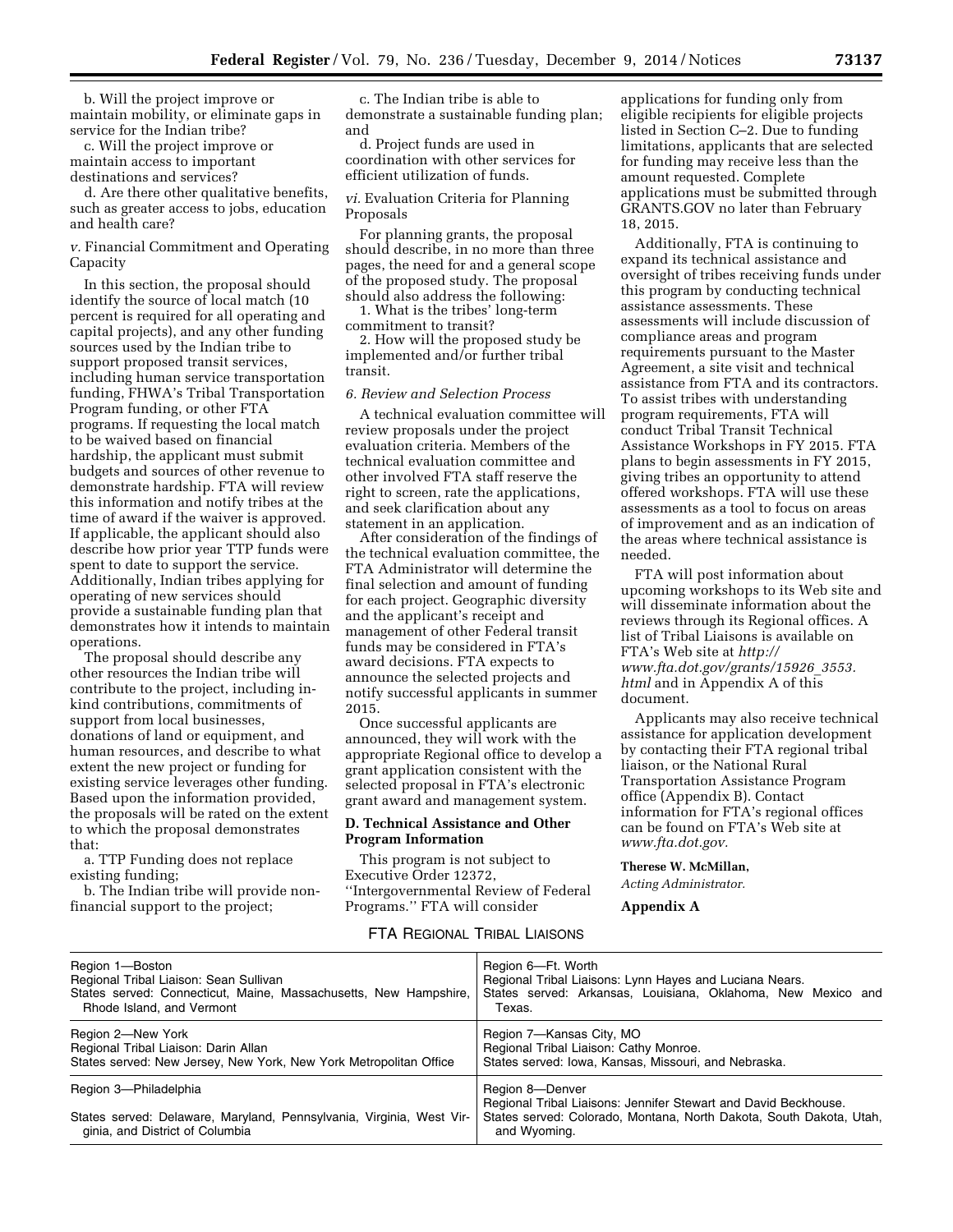b. Will the project improve or maintain mobility, or eliminate gaps in service for the Indian tribe?

c. Will the project improve or maintain access to important destinations and services?

d. Are there other qualitative benefits, such as greater access to jobs, education and health care?

*v.* Financial Commitment and Operating Capacity

In this section, the proposal should identify the source of local match (10 percent is required for all operating and capital projects), and any other funding sources used by the Indian tribe to support proposed transit services, including human service transportation funding, FHWA's Tribal Transportation Program funding, or other FTA programs. If requesting the local match to be waived based on financial hardship, the applicant must submit budgets and sources of other revenue to demonstrate hardship. FTA will review this information and notify tribes at the time of award if the waiver is approved. If applicable, the applicant should also describe how prior year TTP funds were spent to date to support the service. Additionally, Indian tribes applying for operating of new services should provide a sustainable funding plan that demonstrates how it intends to maintain operations.

The proposal should describe any other resources the Indian tribe will contribute to the project, including in-kind contributions, commitments of support from local businesses, donations of land or equipment, and human resources, and describe to what extent the new project or funding for existing service leverages other funding. Based upon the information provided, the proposals will be rated on the extent to which the proposal demonstrates that:

a. TTP Funding does not replace existing funding;

b. The Indian tribe will provide non-financial support to the project;

c. The Indian tribe is able to demonstrate a sustainable funding plan; and

d. Project funds are used in coordination with other services for efficient utilization of funds.

*vi.* Evaluation Criteria for Planning Proposals

For planning grants, the proposal should describe, in no more than three pages, the need for and a general scope of the proposed study. The proposal should also address the following:

1. What is the tribes' long-term commitment to transit?

2. How will the proposed study be implemented and/or further tribal transit.

*6. Review and Selection Process*

A technical evaluation committee will review proposals under the project evaluation criteria. Members of the technical evaluation committee and other involved FTA staff reserve the right to screen, rate the applications, and seek clarification about any statement in an application.

After consideration of the findings of the technical evaluation committee, the FTA Administrator will determine the final selection and amount of funding for each project. Geographic diversity and the applicant's receipt and management of other Federal transit funds may be considered in FTA's award decisions. FTA expects to announce the selected projects and notify successful applicants in summer 2015.

Once successful applicants are announced, they will work with the appropriate Regional office to develop a grant application consistent with the selected proposal in FTA's electronic grant award and management system.

## D. Technical Assistance and Other Program Information

This program is not subject to Executive Order 12372, ''Intergovernmental Review of Federal Programs.'' FTA will consider applications for funding only from eligible recipients for eligible projects listed in Section C–2. Due to funding limitations, applicants that are selected for funding may receive less than the amount requested. Complete applications must be submitted through GRANTS.GOV no later than February 18, 2015.

Additionally, FTA is continuing to expand its technical assistance and oversight of tribes receiving funds under this program by conducting technical assistance assessments. These assessments will include discussion of compliance areas and program requirements pursuant to the Master Agreement, a site visit and technical assistance from FTA and its contractors. To assist tribes with understanding program requirements, FTA will conduct Tribal Transit Technical Assistance Workshops in FY 2015. FTA plans to begin assessments in FY 2015, giving tribes an opportunity to attend offered workshops. FTA will use these assessments as a tool to focus on areas of improvement and as an indication of the areas where technical assistance is needed.

FTA will post information about upcoming workshops to its Web site and will disseminate information about the reviews through its Regional offices. A list of Tribal Liaisons is available on FTA's Web site at *http://www.fta.dot.gov/grants/15926_3553.html* and in Appendix A of this document.

Applicants may also receive technical assistance for application development by contacting their FTA regional tribal liaison, or the National Rural Transportation Assistance Program office (Appendix B). Contact information for FTA's regional offices can be found on FTA's Web site at *www.fta.dot.gov.*

**Therese W. McMillan,**

*Acting Administrator.*

**Appendix A**

FTA REGIONAL TRIBAL LIAISONS

| | |
|---|---|
| Region 1—Boston<br>Regional Tribal Liaison: Sean Sullivan<br>States served: Connecticut, Maine, Massachusetts, New Hampshire, Rhode Island, and Vermont | Region 6—Ft. Worth<br>Regional Tribal Liaisons: Lynn Hayes and Luciana Nears.<br>States served: Arkansas, Louisiana, Oklahoma, New Mexico and Texas. |
| Region 2—New York<br>Regional Tribal Liaison: Darin Allan<br>States served: New Jersey, New York, New York Metropolitan Office | Region 7—Kansas City, MO<br>Regional Tribal Liaison: Cathy Monroe.<br>States served: Iowa, Kansas, Missouri, and Nebraska. |
| Region 3—Philadelphia<br><br>States served: Delaware, Maryland, Pennsylvania, Virginia, West Virginia, and District of Columbia | Region 8—Denver<br>Regional Tribal Liaisons: Jennifer Stewart and David Beckhouse.<br>States served: Colorado, Montana, North Dakota, South Dakota, Utah, and Wyoming. |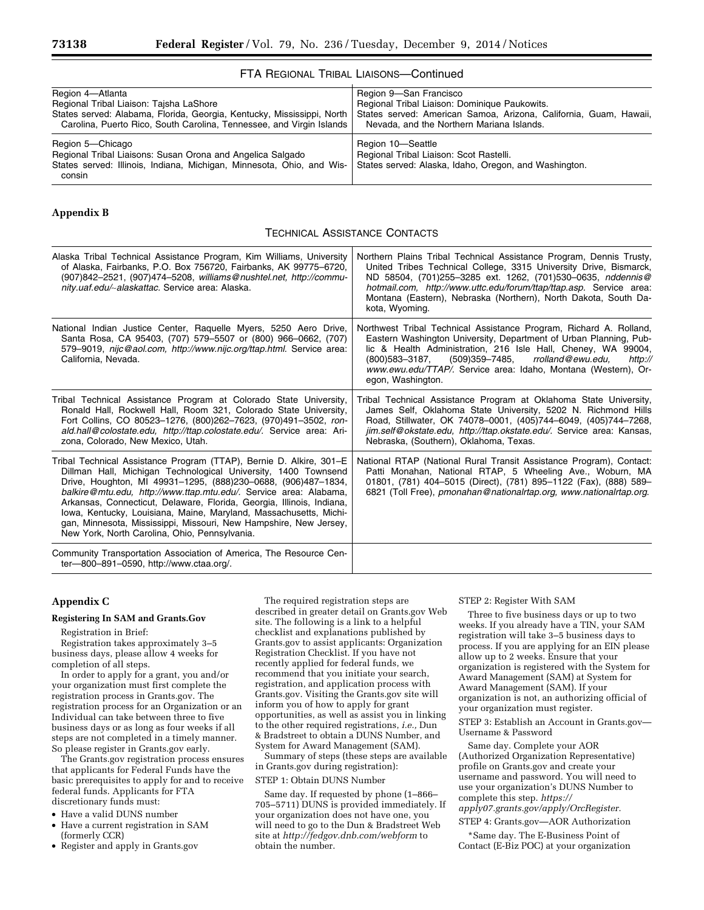FTA REGIONAL TRIBAL LIAISONS—Continued

| | |
|---|---|
| Region 4—Atlanta<br>Regional Tribal Liaison: Tajsha LaShore<br>States served: Alabama, Florida, Georgia, Kentucky, Mississippi, North Carolina, Puerto Rico, South Carolina, Tennessee, and Virgin Islands | Region 9—San Francisco<br>Regional Tribal Liaison: Dominique Paukowits.<br>States served: American Samoa, Arizona, California, Guam, Hawaii, Nevada, and the Northern Mariana Islands. |
| Region 5—Chicago<br>Regional Tribal Liaisons: Susan Orona and Angelica Salgado<br>States served: Illinois, Indiana, Michigan, Minnesota, Ohio, and Wisconsin | Region 10—Seattle<br>Regional Tribal Liaison: Scot Rastelli.<br>States served: Alaska, Idaho, Oregon, and Washington. |

## Appendix B

TECHNICAL ASSISTANCE CONTACTS

| | |
|---|---|
| Alaska Tribal Technical Assistance Program, Kim Williams, University of Alaska, Fairbanks, P.O. Box 756720, Fairbanks, AK 99775–6720, (907)842–2521, (907)474–5208, *williams@nushtel.net, http://community.uaf.edu/~alaskattac.* Service area: Alaska. | Northern Plains Tribal Technical Assistance Program, Dennis Trusty, United Tribes Technical College, 3315 University Drive, Bismarck, ND 58504, (701)255–3285 ext. 1262, (701)530–0635, *nddennis@hotmail.com, http://www.uttc.edu/forum/ttap/ttap.asp.* Service area: Montana (Eastern), Nebraska (Northern), North Dakota, South Dakota, Wyoming. |
| National Indian Justice Center, Raquelle Myers, 5250 Aero Drive, Santa Rosa, CA 95403, (707) 579–5507 or (800) 966–0662, (707) 579–9019, *nijc@aol.com, http://www.nijc.org/ttap.html.* Service area: California, Nevada. | Northwest Tribal Technical Assistance Program, Richard A. Rolland, Eastern Washington University, Department of Urban Planning, Public & Health Administration, 216 Isle Hall, Cheney, WA 99004, (800)583–3187, (509)359–7485, *rrolland@ewu.edu, http://www.ewu.edu/TTAP/.* Service area: Idaho, Montana (Western), Oregon, Washington. |
| Tribal Technical Assistance Program at Colorado State University, Ronald Hall, Rockwell Hall, Room 321, Colorado State University, Fort Collins, CO 80523–1276, (800)262–7623, (970)491–3502, *ronald.hall@colostate.edu, http://ttap.colostate.edu/.* Service area: Arizona, Colorado, New Mexico, Utah. | Tribal Technical Assistance Program at Oklahoma State University, James Self, Oklahoma State University, 5202 N. Richmond Hills Road, Stillwater, OK 74078–0001, (405)744–6049, (405)744–7268, *jim.self@okstate.edu, http://ttap.okstate.edu/.* Service area: Kansas, Nebraska, (Southern), Oklahoma, Texas. |
| Tribal Technical Assistance Program (TTAP), Bernie D. Alkire, 301–E Dillman Hall, Michigan Technological University, 1400 Townsend Drive, Houghton, MI 49931–1295, (888)230–0688, (906)487–1834, *balkire@mtu.edu, http://www.ttap.mtu.edu/.* Service area: Alabama, Arkansas, Connecticut, Delaware, Florida, Georgia, Illinois, Indiana, Iowa, Kentucky, Louisiana, Maine, Maryland, Massachusetts, Michigan, Minnesota, Mississippi, Missouri, New Hampshire, New Jersey, New York, North Carolina, Ohio, Pennsylvania. | National RTAP (National Rural Transit Assistance Program), Contact: Patti Monahan, National RTAP, 5 Wheeling Ave., Woburn, MA 01801, (781) 404–5015 (Direct), (781) 895–1122 (Fax), (888) 589–6821 (Toll Free), *pmonahan@nationalrtap.org, www.nationalrtap.org.* |
| Community Transportation Association of America, The Resource Center—800–891–0590, http://www.ctaa.org/. | |

## Appendix C

### Registering In SAM and Grants.Gov

Registration in Brief:

Registration takes approximately 3–5 business days, please allow 4 weeks for completion of all steps.

In order to apply for a grant, you and/or your organization must first complete the registration process in Grants.gov. The registration process for an Organization or an Individual can take between three to five business days or as long as four weeks if all steps are not completed in a timely manner. So please register in Grants.gov early.

The Grants.gov registration process ensures that applicants for Federal Funds have the basic prerequisites to apply for and to receive federal funds. Applicants for FTA discretionary funds must:

- Have a valid DUNS number
- Have a current registration in SAM (formerly CCR)
- Register and apply in Grants.gov

The required registration steps are described in greater detail on Grants.gov Web site. The following is a link to a helpful checklist and explanations published by Grants.gov to assist applicants: Organization Registration Checklist. If you have not recently applied for federal funds, we recommend that you initiate your search, registration, and application process with Grants.gov. Visiting the Grants.gov site will inform you of how to apply for grant opportunities, as well as assist you in linking to the other required registrations, *i.e.,* Dun & Bradstreet to obtain a DUNS Number, and System for Award Management (SAM).

Summary of steps (these steps are available in Grants.gov during registration):

STEP 1: Obtain DUNS Number

Same day. If requested by phone (1–866–705–5711) DUNS is provided immediately. If your organization does not have one, you will need to go to the Dun & Bradstreet Web site at *http://fedgov.dnb.com/webform* to obtain the number.

STEP 2: Register With SAM

Three to five business days or up to two weeks. If you already have a TIN, your SAM registration will take 3–5 business days to process. If you are applying for an EIN please allow up to 2 weeks. Ensure that your organization is registered with the System for Award Management (SAM) at System for Award Management (SAM). If your organization is not, an authorizing official of your organization must register.

STEP 3: Establish an Account in Grants.gov—Username & Password

Same day. Complete your AOR (Authorized Organization Representative) profile on Grants.gov and create your username and password. You will need to use your organization's DUNS Number to complete this step. *https://apply07.grants.gov/apply/OrcRegister.*

STEP 4: Grants.gov—AOR Authorization

*Same day. The E-Business Point of Contact (E-Biz POC) at your organization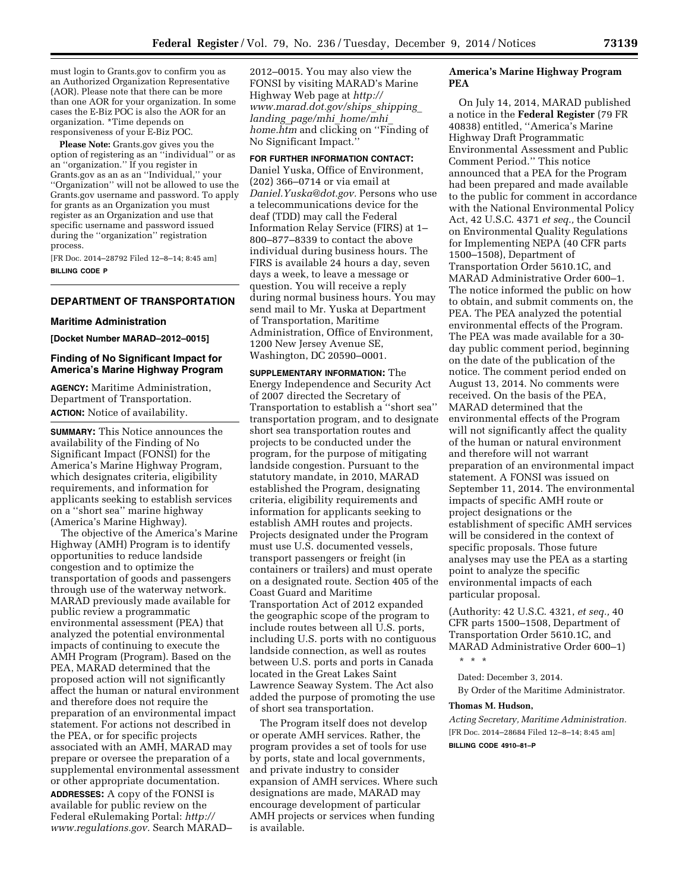must login to Grants.gov to confirm you as an Authorized Organization Representative (AOR). Please note that there can be more than one AOR for your organization. In some cases the E-Biz POC is also the AOR for an organization. *Time depends on responsiveness of your E-Biz POC.

**Please Note:** Grants.gov gives you the option of registering as an ''individual'' or as an ''organization.'' If you register in Grants.gov as an as an ''Individual,'' your ''Organization'' will not be allowed to use the Grants.gov username and password. To apply for grants as an Organization you must register as an Organization and use that specific username and password issued during the ''organization'' registration process.

[FR Doc. 2014–28792 Filed 12–8–14; 8:45 am]

**BILLING CODE P**

## DEPARTMENT OF TRANSPORTATION

### Maritime Administration

**[Docket Number MARAD–2012–0015]**

### Finding of No Significant Impact for America's Marine Highway Program

**AGENCY:** Maritime Administration, Department of Transportation.

**ACTION:** Notice of availability.

**SUMMARY:** This Notice announces the availability of the Finding of No Significant Impact (FONSI) for the America's Marine Highway Program, which designates criteria, eligibility requirements, and information for applicants seeking to establish services on a ''short sea'' marine highway (America's Marine Highway).

The objective of the America's Marine Highway (AMH) Program is to identify opportunities to reduce landside congestion and to optimize the transportation of goods and passengers through use of the waterway network. MARAD previously made available for public review a programmatic environmental assessment (PEA) that analyzed the potential environmental impacts of continuing to execute the AMH Program (Program). Based on the PEA, MARAD determined that the proposed action will not significantly affect the human or natural environment and therefore does not require the preparation of an environmental impact statement. For actions not described in the PEA, or for specific projects associated with an AMH, MARAD may prepare or oversee the preparation of a supplemental environmental assessment or other appropriate documentation.

**ADDRESSES:** A copy of the FONSI is available for public review on the Federal eRulemaking Portal: *http://www.regulations.gov.* Search MARAD–2012–0015. You may also view the FONSI by visiting MARAD's Marine Highway Web page at *http://www.marad.dot.gov/ships_shipping_landing_page/mhi_home/mhi_home.htm* and clicking on ''Finding of No Significant Impact.''

**FOR FURTHER INFORMATION CONTACT:** Daniel Yuska, Office of Environment, (202) 366–0714 or via email at *Daniel.Yuska@dot.gov.* Persons who use a telecommunications device for the deaf (TDD) may call the Federal Information Relay Service (FIRS) at 1–800–877–8339 to contact the above individual during business hours. The FIRS is available 24 hours a day, seven days a week, to leave a message or question. You will receive a reply during normal business hours. You may send mail to Mr. Yuska at Department of Transportation, Maritime Administration, Office of Environment, 1200 New Jersey Avenue SE, Washington, DC 20590–0001.

**SUPPLEMENTARY INFORMATION:** The Energy Independence and Security Act of 2007 directed the Secretary of Transportation to establish a ''short sea'' transportation program, and to designate short sea transportation routes and projects to be conducted under the program, for the purpose of mitigating landside congestion. Pursuant to the statutory mandate, in 2010, MARAD established the Program, designating criteria, eligibility requirements and information for applicants seeking to establish AMH routes and projects. Projects designated under the Program must use U.S. documented vessels, transport passengers or freight (in containers or trailers) and must operate on a designated route. Section 405 of the Coast Guard and Maritime Transportation Act of 2012 expanded the geographic scope of the program to include routes between all U.S. ports, including U.S. ports with no contiguous landside connection, as well as routes between U.S. ports and ports in Canada located in the Great Lakes Saint Lawrence Seaway System. The Act also added the purpose of promoting the use of short sea transportation.

The Program itself does not develop or operate AMH services. Rather, the program provides a set of tools for use by ports, state and local governments, and private industry to consider expansion of AMH services. Where such designations are made, MARAD may encourage development of particular AMH projects or services when funding is available.

#### America's Marine Highway Program PEA

On July 14, 2014, MARAD published a notice in the **Federal Register** (79 FR 40838) entitled, ''America's Marine Highway Draft Programmatic Environmental Assessment and Public Comment Period.'' This notice announced that a PEA for the Program had been prepared and made available to the public for comment in accordance with the National Environmental Policy Act, 42 U.S.C. 4371 *et seq.,* the Council on Environmental Quality Regulations for Implementing NEPA (40 CFR parts 1500–1508), Department of Transportation Order 5610.1C, and MARAD Administrative Order 600–1. The notice informed the public on how to obtain, and submit comments on, the PEA. The PEA analyzed the potential environmental effects of the Program. The PEA was made available for a 30-day public comment period, beginning on the date of the publication of the notice. The comment period ended on August 13, 2014. No comments were received. On the basis of the PEA, MARAD determined that the environmental effects of the Program will not significantly affect the quality of the human or natural environment and therefore will not warrant preparation of an environmental impact statement. A FONSI was issued on September 11, 2014. The environmental impacts of specific AMH route or project designations or the establishment of specific AMH services will be considered in the context of specific proposals. Those future analyses may use the PEA as a starting point to analyze the specific environmental impacts of each particular proposal.

(Authority: 42 U.S.C. 4321, *et seq.,* 40 CFR parts 1500–1508, Department of Transportation Order 5610.1C, and MARAD Administrative Order 600–1)

\* \* \*

Dated: December 3, 2014.

By Order of the Maritime Administrator.

**Thomas M. Hudson,**

*Acting Secretary, Maritime Administration.*

[FR Doc. 2014–28684 Filed 12–8–14; 8:45 am]

**BILLING CODE 4910–81–P**